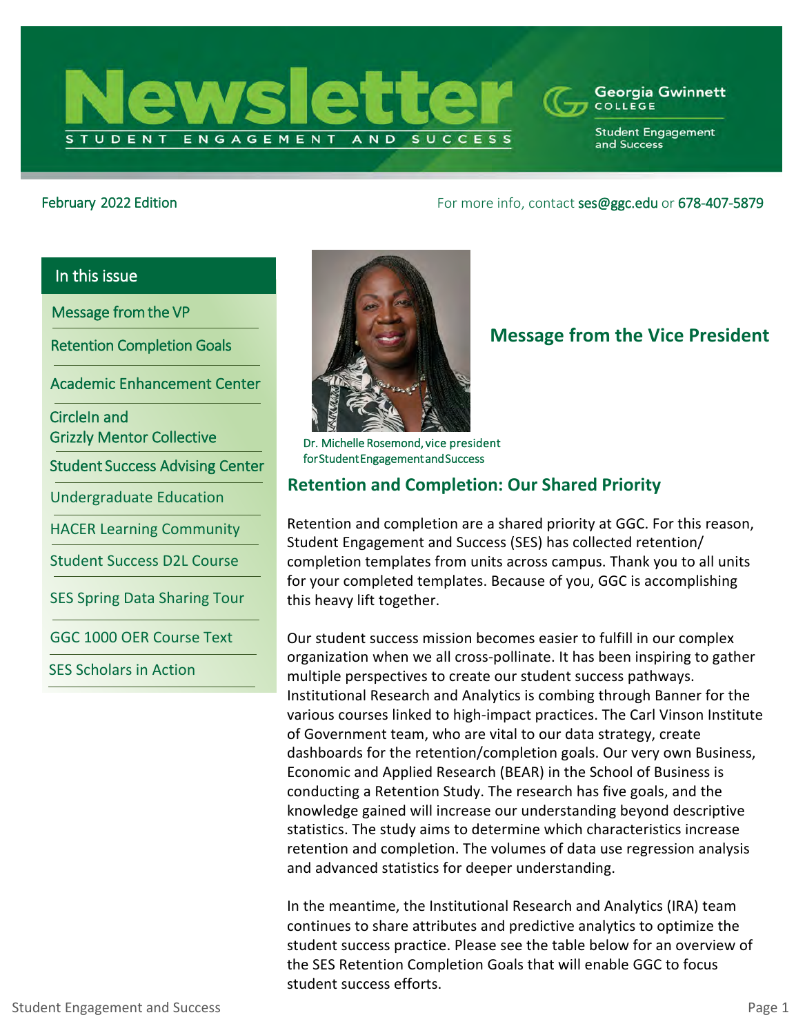# Newsletter

STUDENT ENGAGEMENT AND SUCCESS

Georgia Gwinnett College
Student Engagement and Success

February 2022 Edition

For more info, contact ses@ggc.edu or 678-407-5879

**In this issue**

- Message from the VP
- Retention Completion Goals
- Academic Enhancement Center
- CircleIn and Grizzly Mentor Collective
- Student Success Advising Center
- Undergraduate Education
- HACER Learning Community
- Student Success D2L Course
- SES Spring Data Sharing Tour
- GGC 1000 OER Course Text
- SES Scholars in Action

## Message from the Vice President

Dr. Michelle Rosemond, vice president for Student Engagement and Success

## Retention and Completion: Our Shared Priority

Retention and completion are a shared priority at GGC. For this reason, Student Engagement and Success (SES) has collected retention/completion templates from units across campus. Thank you to all units for your completed templates. Because of you, GGC is accomplishing this heavy lift together.

Our student success mission becomes easier to fulfill in our complex organization when we all cross-pollinate. It has been inspiring to gather multiple perspectives to create our student success pathways. Institutional Research and Analytics is combing through Banner for the various courses linked to high-impact practices. The Carl Vinson Institute of Government team, who are vital to our data strategy, create dashboards for the retention/completion goals. Our very own Business, Economic and Applied Research (BEAR) in the School of Business is conducting a Retention Study. The research has five goals, and the knowledge gained will increase our understanding beyond descriptive statistics. The study aims to determine which characteristics increase retention and completion. The volumes of data use regression analysis and advanced statistics for deeper understanding.

In the meantime, the Institutional Research and Analytics (IRA) team continues to share attributes and predictive analytics to optimize the student success practice. Please see the table below for an overview of the SES Retention Completion Goals that will enable GGC to focus student success efforts.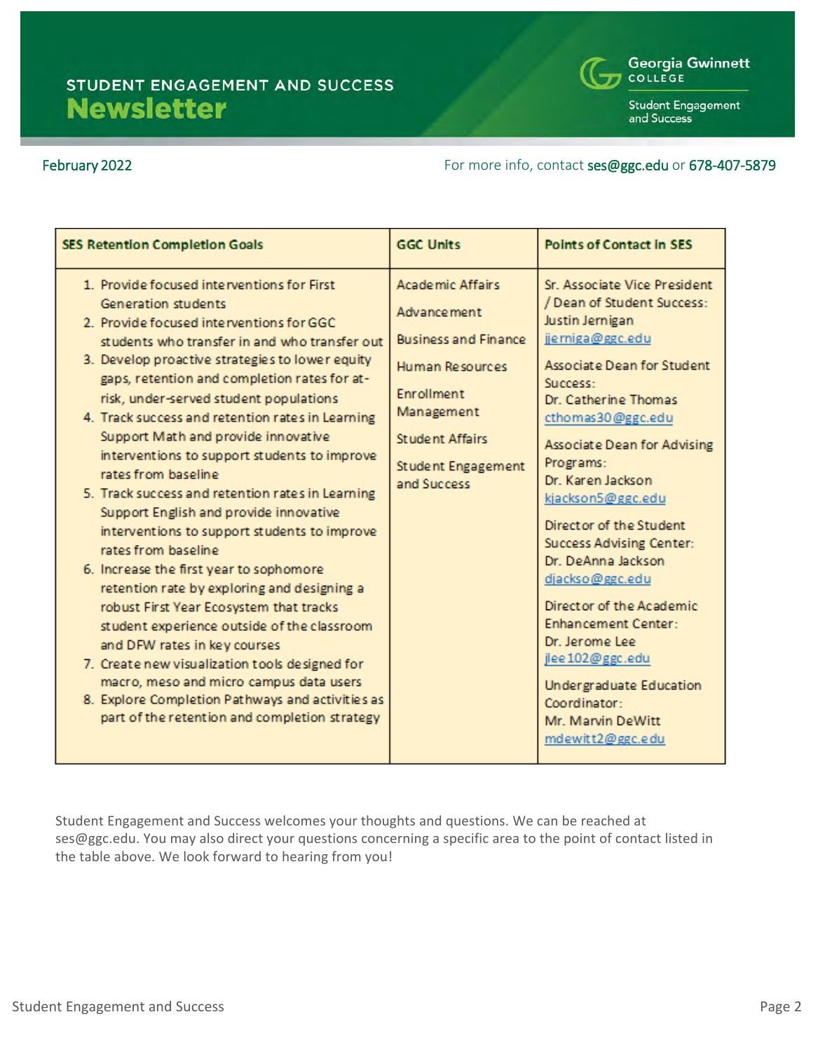# STUDENT ENGAGEMENT AND SUCCESS Newsletter

February 2022

For more info, contact ses@ggc.edu or 678-407-5879

| SES Retention Completion Goals | GGC Units | Points of Contact in SES |
|---|---|---|
| 1. Provide focused interventions for First Generation students<br>2. Provide focused interventions for GGC students who transfer in and who transfer out<br>3. Develop proactive strategies to lower equity gaps, retention and completion rates for at-risk, under-served student populations<br>4. Track success and retention rates in Learning Support Math and provide innovative interventions to support students to improve rates from baseline<br>5. Track success and retention rates in Learning Support English and provide innovative interventions to support students to improve rates from baseline<br>6. Increase the first year to sophomore retention rate by exploring and designing a robust First Year Ecosystem that tracks student experience outside of the classroom and DFW rates in key courses<br>7. Create new visualization tools designed for macro, meso and micro campus data users<br>8. Explore Completion Pathways and activities as part of the retention and completion strategy | Academic Affairs<br>Advancement<br>Business and Finance<br>Human Resources<br>Enrollment Management<br>Student Affairs<br>Student Engagement and Success | Sr. Associate Vice President / Dean of Student Success: Justin Jernigan jjerniga@ggc.edu<br>Associate Dean for Student Success: Dr. Catherine Thomas cthomas30@ggc.edu<br>Associate Dean for Advising Programs: Dr. Karen Jackson kjackson5@ggc.edu<br>Director of the Student Success Advising Center: Dr. DeAnna Jackson djackso@ggc.edu<br>Director of the Academic Enhancement Center: Dr. Jerome Lee jlee102@ggc.edu<br>Undergraduate Education Coordinator: Mr. Marvin DeWitt mdewitt2@ggc.edu |

Student Engagement and Success welcomes your thoughts and questions. We can be reached at ses@ggc.edu. You may also direct your questions concerning a specific area to the point of contact listed in the table above. We look forward to hearing from you!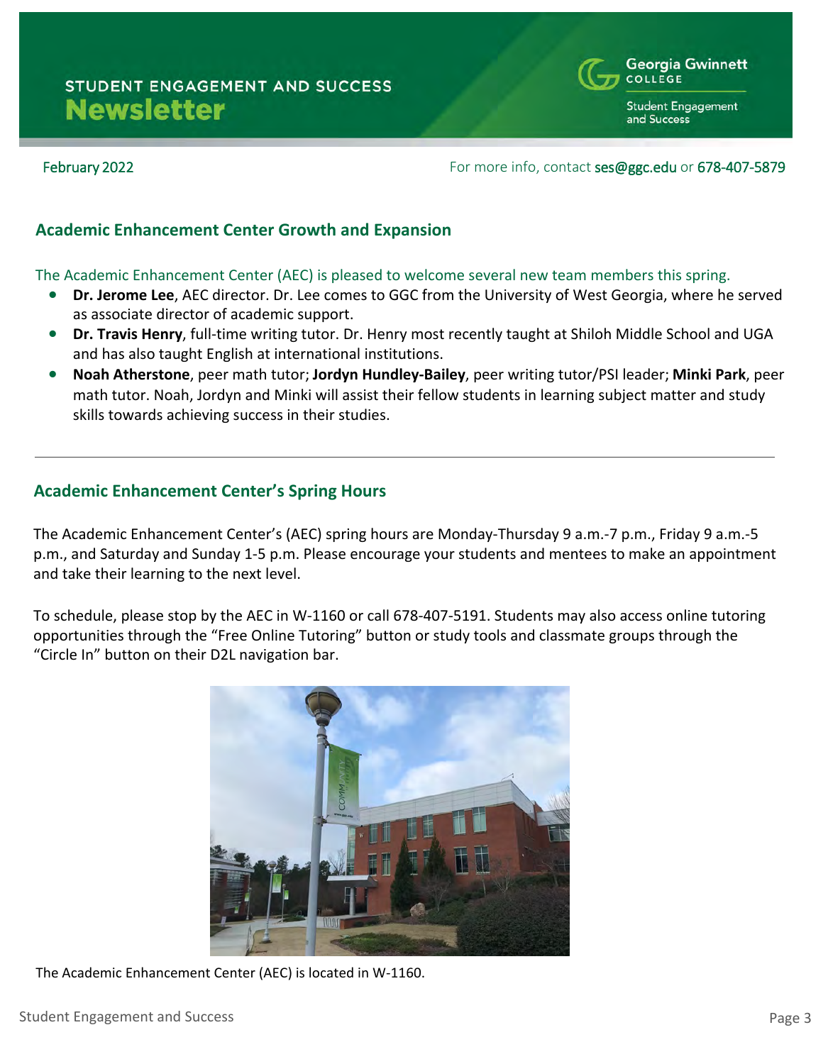# STUDENT ENGAGEMENT AND SUCCESS Newsletter

February 2022

For more info, contact ses@ggc.edu or 678-407-5879

## Academic Enhancement Center Growth and Expansion

The Academic Enhancement Center (AEC) is pleased to welcome several new team members this spring.

- **Dr. Jerome Lee**, AEC director. Dr. Lee comes to GGC from the University of West Georgia, where he served as associate director of academic support.
- **Dr. Travis Henry**, full-time writing tutor. Dr. Henry most recently taught at Shiloh Middle School and UGA and has also taught English at international institutions.
- **Noah Atherstone**, peer math tutor; **Jordyn Hundley-Bailey**, peer writing tutor/PSI leader; **Minki Park**, peer math tutor. Noah, Jordyn and Minki will assist their fellow students in learning subject matter and study skills towards achieving success in their studies.

---

## Academic Enhancement Center's Spring Hours

The Academic Enhancement Center's (AEC) spring hours are Monday-Thursday 9 a.m.-7 p.m., Friday 9 a.m.-5 p.m., and Saturday and Sunday 1-5 p.m. Please encourage your students and mentees to make an appointment and take their learning to the next level.

To schedule, please stop by the AEC in W-1160 or call 678-407-5191. Students may also access online tutoring opportunities through the "Free Online Tutoring" button or study tools and classmate groups through the "Circle In" button on their D2L navigation bar.

The Academic Enhancement Center (AEC) is located in W-1160.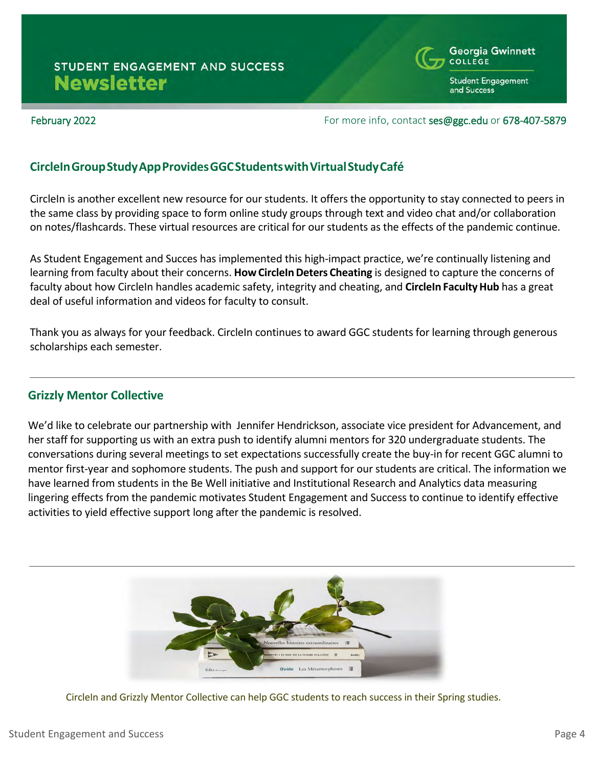February 2022

For more info, contact ses@ggc.edu or 678-407-5879

## CircleIn Group Study App Provides GGC Students with Virtual Study Café

CircleIn is another excellent new resource for our students. It offers the opportunity to stay connected to peers in the same class by providing space to form online study groups through text and video chat and/or collaboration on notes/flashcards. These virtual resources are critical for our students as the effects of the pandemic continue.

As Student Engagement and Succes has implemented this high-impact practice, we're continually listening and learning from faculty about their concerns. **How CircleIn Deters Cheating** is designed to capture the concerns of faculty about how CircleIn handles academic safety, integrity and cheating, and **CircleIn Faculty Hub** has a great deal of useful information and videos for faculty to consult.

Thank you as always for your feedback. CircleIn continues to award GGC students for learning through generous scholarships each semester.

---

## Grizzly Mentor Collective

We'd like to celebrate our partnership with Jennifer Hendrickson, associate vice president for Advancement, and her staff for supporting us with an extra push to identify alumni mentors for 320 undergraduate students. The conversations during several meetings to set expectations successfully create the buy-in for recent GGC alumni to mentor first-year and sophomore students. The push and support for our students are critical. The information we have learned from students in the Be Well initiative and Institutional Research and Analytics data measuring lingering effects from the pandemic motivates Student Engagement and Success to continue to identify effective activities to yield effective support long after the pandemic is resolved.

---

CircleIn and Grizzly Mentor Collective can help GGC students to reach success in their Spring studies.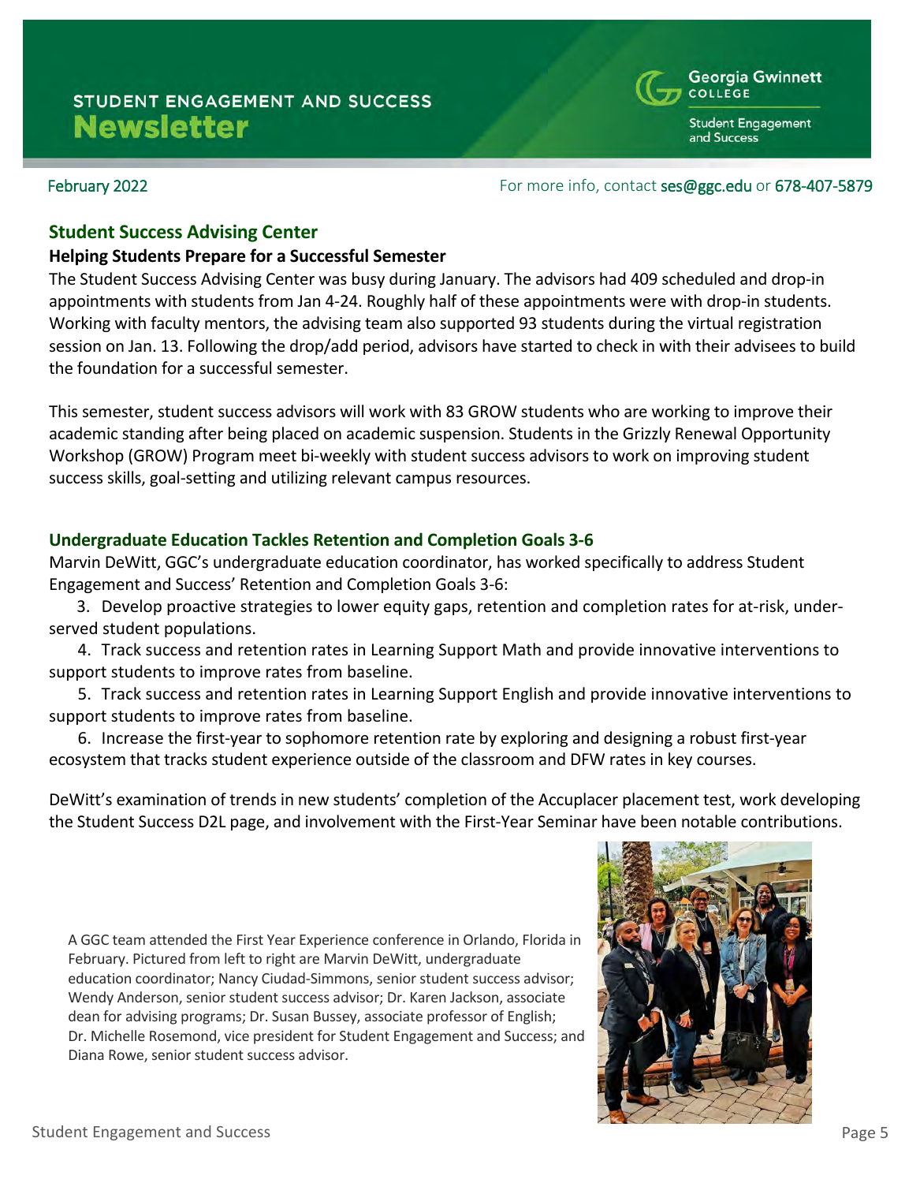# STUDENT ENGAGEMENT AND SUCCESS Newsletter

February 2022 — For more info, contact ses@ggc.edu or 678-407-5879

## Student Success Advising Center

### Helping Students Prepare for a Successful Semester

The Student Success Advising Center was busy during January. The advisors had 409 scheduled and drop-in appointments with students from Jan 4-24. Roughly half of these appointments were with drop-in students. Working with faculty mentors, the advising team also supported 93 students during the virtual registration session on Jan. 13. Following the drop/add period, advisors have started to check in with their advisees to build the foundation for a successful semester.

This semester, student success advisors will work with 83 GROW students who are working to improve their academic standing after being placed on academic suspension. Students in the Grizzly Renewal Opportunity Workshop (GROW) Program meet bi-weekly with student success advisors to work on improving student success skills, goal-setting and utilizing relevant campus resources.

## Undergraduate Education Tackles Retention and Completion Goals 3-6

Marvin DeWitt, GGC's undergraduate education coordinator, has worked specifically to address Student Engagement and Success' Retention and Completion Goals 3-6:

3. Develop proactive strategies to lower equity gaps, retention and completion rates for at-risk, under-served student populations.
4. Track success and retention rates in Learning Support Math and provide innovative interventions to support students to improve rates from baseline.
5. Track success and retention rates in Learning Support English and provide innovative interventions to support students to improve rates from baseline.
6. Increase the first-year to sophomore retention rate by exploring and designing a robust first-year ecosystem that tracks student experience outside of the classroom and DFW rates in key courses.

DeWitt's examination of trends in new students' completion of the Accuplacer placement test, work developing the Student Success D2L page, and involvement with the First-Year Seminar have been notable contributions.

A GGC team attended the First Year Experience conference in Orlando, Florida in February. Pictured from left to right are Marvin DeWitt, undergraduate education coordinator; Nancy Ciudad-Simmons, senior student success advisor; Wendy Anderson, senior student success advisor; Dr. Karen Jackson, associate dean for advising programs; Dr. Susan Bussey, associate professor of English; Dr. Michelle Rosemond, vice president for Student Engagement and Success; and Diana Rowe, senior student success advisor.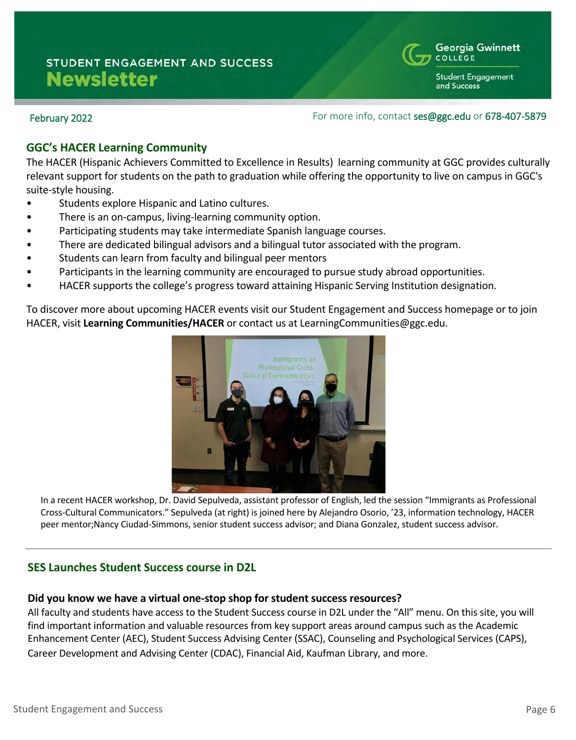# STUDENT ENGAGEMENT AND SUCCESS Newsletter

February 2022

For more info, contact ses@ggc.edu or 678-407-5879

## GGC's HACER Learning Community

The HACER (Hispanic Achievers Committed to Excellence in Results) learning community at GGC provides culturally relevant support for students on the path to graduation while offering the opportunity to live on campus in GGC's suite-style housing.

- Students explore Hispanic and Latino cultures.
- There is an on-campus, living-learning community option.
- Participating students may take intermediate Spanish language courses.
- There are dedicated bilingual advisors and a bilingual tutor associated with the program.
- Students can learn from faculty and bilingual peer mentors
- Participants in the learning community are encouraged to pursue study abroad opportunities.
- HACER supports the college's progress toward attaining Hispanic Serving Institution designation.

To discover more about upcoming HACER events visit our Student Engagement and Success homepage or to join HACER, visit **Learning Communities/HACER** or contact us at LearningCommunities@ggc.edu.

In a recent HACER workshop, Dr. David Sepulveda, assistant professor of English, led the session "Immigrants as Professional Cross-Cultural Communicators." Sepulveda (at right) is joined here by Alejandro Osorio, '23, information technology, HACER peer mentor;Nancy Ciudad-Simmons, senior student success advisor; and Diana Gonzalez, student success advisor.

---

## SES Launches Student Success course in D2L

**Did you know we have a virtual one-stop shop for student success resources?**

All faculty and students have access to the Student Success course in D2L under the "All" menu. On this site, you will find important information and valuable resources from key support areas around campus such as the Academic Enhancement Center (AEC), Student Success Advising Center (SSAC), Counseling and Psychological Services (CAPS), Career Development and Advising Center (CDAC), Financial Aid, Kaufman Library, and more.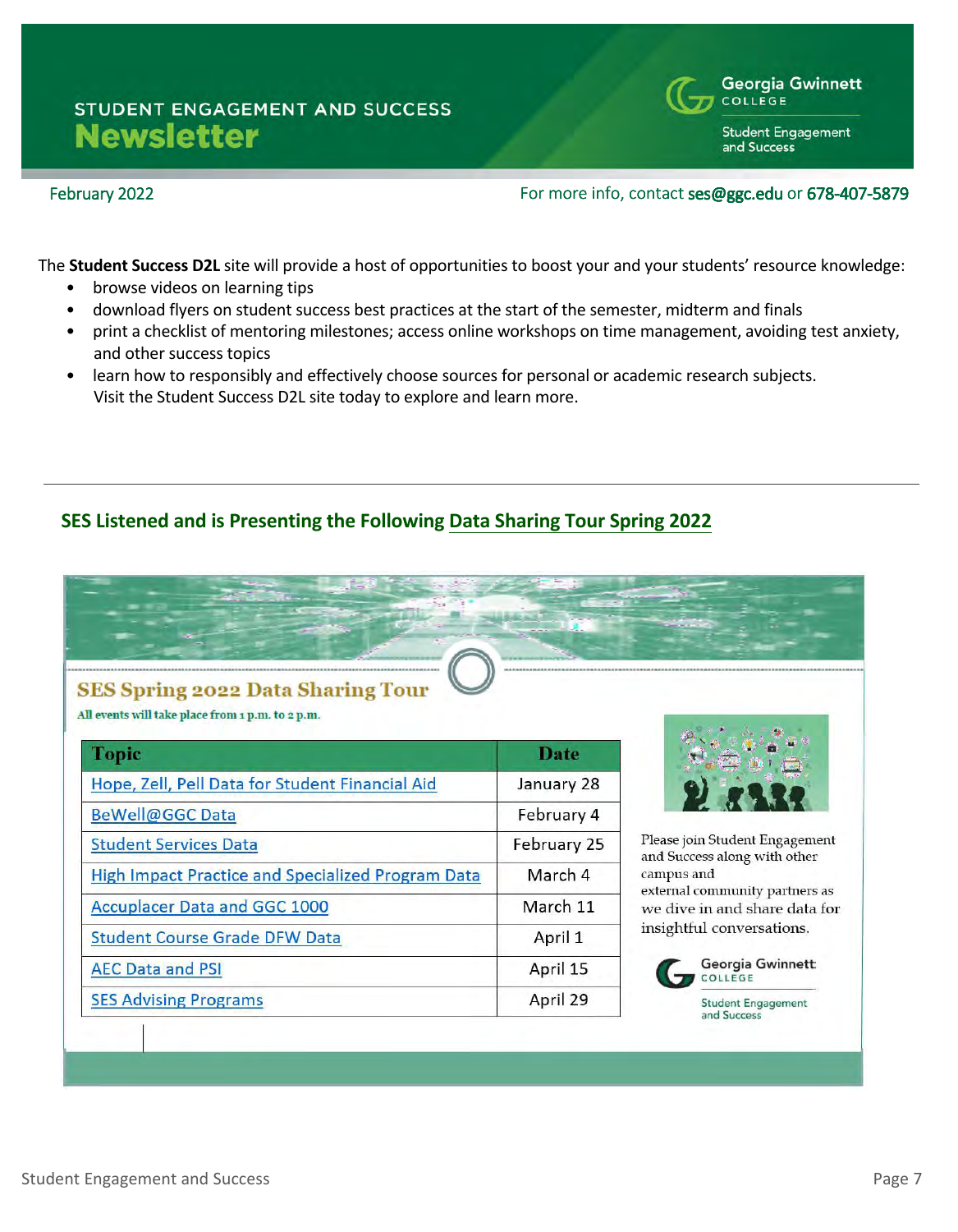# STUDENT ENGAGEMENT AND SUCCESS Newsletter

February 2022

For more info, contact ses@ggc.edu or 678-407-5879

The **Student Success D2L** site will provide a host of opportunities to boost your and your students' resource knowledge:

- browse videos on learning tips
- download flyers on student success best practices at the start of the semester, midterm and finals
- print a checklist of mentoring milestones; access online workshops on time management, avoiding test anxiety, and other success topics
- learn how to responsibly and effectively choose sources for personal or academic research subjects.
  Visit the Student Success D2L site today to explore and learn more.

---

## SES Listened and is Presenting the Following Data Sharing Tour Spring 2022

### SES Spring 2022 Data Sharing Tour

All events will take place from 1 p.m. to 2 p.m.

| Topic | Date |
|---|---|
| Hope, Zell, Pell Data for Student Financial Aid | January 28 |
| BeWell@GGC Data | February 4 |
| Student Services Data | February 25 |
| High Impact Practice and Specialized Program Data | March 4 |
| Accuplacer Data and GGC 1000 | March 11 |
| Student Course Grade DFW Data | April 1 |
| AEC Data and PSI | April 15 |
| SES Advising Programs | April 29 |

Please join Student Engagement and Success along with other campus and external community partners as we dive in and share data for insightful conversations.

Georgia Gwinnett College
Student Engagement and Success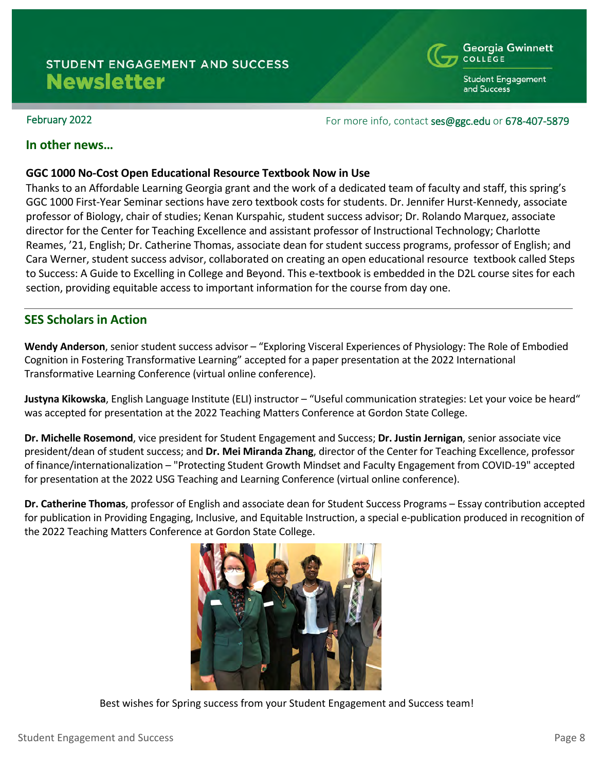STUDENT ENGAGEMENT AND SUCCESS
# Newsletter

Georgia Gwinnett College
Student Engagement and Success

February 2022

For more info, contact ses@ggc.edu or 678-407-5879

## In other news…

**GGC 1000 No-Cost Open Educational Resource Textbook Now in Use**

Thanks to an Affordable Learning Georgia grant and the work of a dedicated team of faculty and staff, this spring's GGC 1000 First-Year Seminar sections have zero textbook costs for students. Dr. Jennifer Hurst-Kennedy, associate professor of Biology, chair of studies; Kenan Kurspahic, student success advisor; Dr. Rolando Marquez, associate director for the Center for Teaching Excellence and assistant professor of Instructional Technology; Charlotte Reames, '21, English; Dr. Catherine Thomas, associate dean for student success programs, professor of English; and Cara Werner, student success advisor, collaborated on creating an open educational resource textbook called Steps to Success: A Guide to Excelling in College and Beyond. This e-textbook is embedded in the D2L course sites for each section, providing equitable access to important information for the course from day one.

---

## SES Scholars in Action

**Wendy Anderson**, senior student success advisor – "Exploring Visceral Experiences of Physiology: The Role of Embodied Cognition in Fostering Transformative Learning" accepted for a paper presentation at the 2022 International Transformative Learning Conference (virtual online conference).

**Justyna Kikowska**, English Language Institute (ELI) instructor – "Useful communication strategies: Let your voice be heard" was accepted for presentation at the 2022 Teaching Matters Conference at Gordon State College.

**Dr. Michelle Rosemond**, vice president for Student Engagement and Success; **Dr. Justin Jernigan**, senior associate vice president/dean of student success; and **Dr. Mei Miranda Zhang**, director of the Center for Teaching Excellence, professor of finance/internationalization – "Protecting Student Growth Mindset and Faculty Engagement from COVID-19" accepted for presentation at the 2022 USG Teaching and Learning Conference (virtual online conference).

**Dr. Catherine Thomas**, professor of English and associate dean for Student Success Programs – Essay contribution accepted for publication in Providing Engaging, Inclusive, and Equitable Instruction, a special e-publication produced in recognition of the 2022 Teaching Matters Conference at Gordon State College.

Best wishes for Spring success from your Student Engagement and Success team!